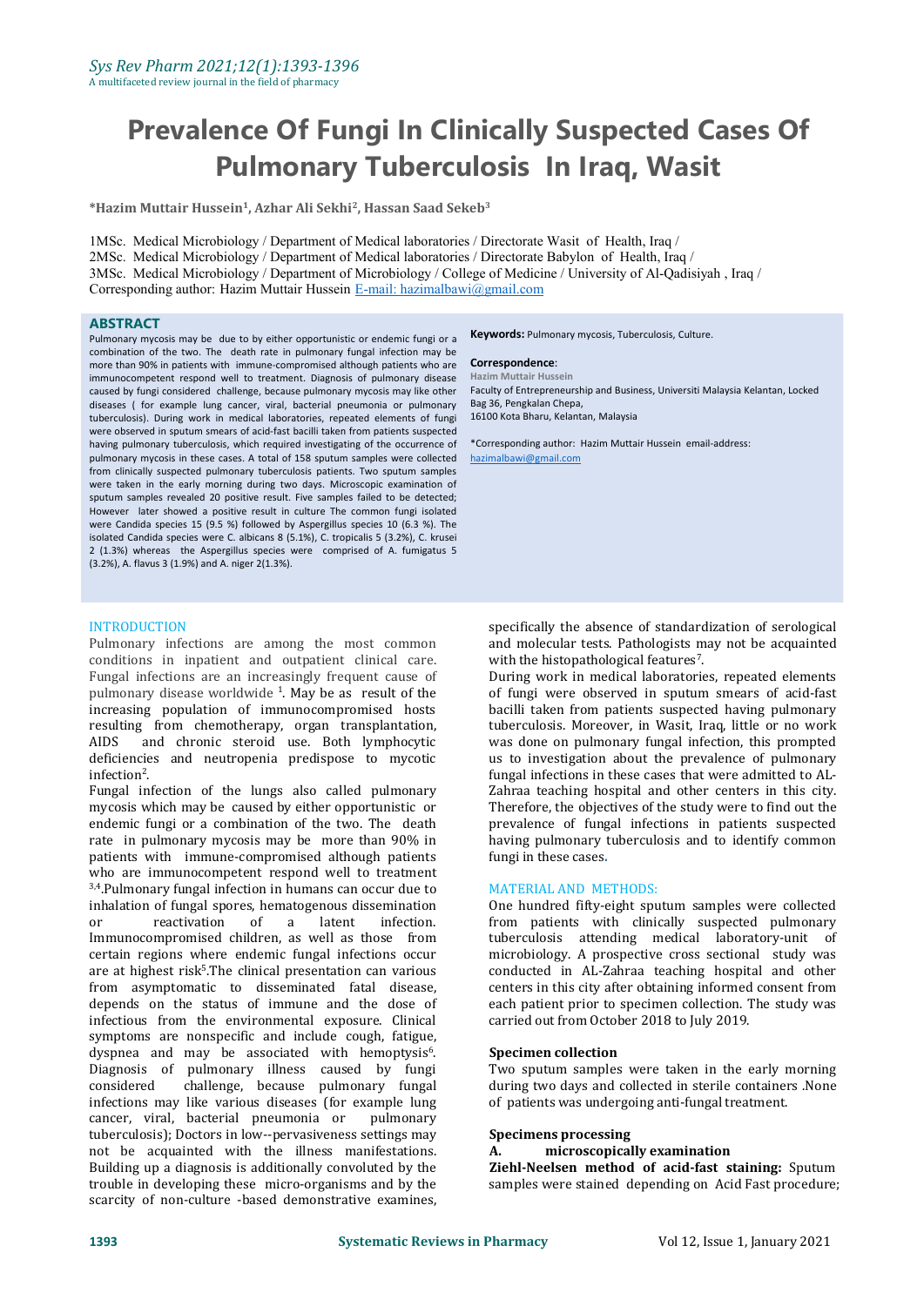# Prevalence Of Fungi In Clinically Suspected Cases Of Pulmonary Tuberculosis In Iraq, Wasit

**\*Hazim Muttair Hussein[1], Azhar Ali Sekhi[2], Hassan Saad Sekeb[3]**

1MSc. Medical Microbiology / Department of Medical laboratories / Directorate Wasit of Health, Iraq /
2MSc. Medical Microbiology / Department of Medical laboratories / Directorate Babylon of Health, Iraq /
3MSc. Medical Microbiology / Department of Microbiology / College of Medicine / University of Al-Qadisiyah , Iraq /
Corresponding author: Hazim Muttair Hussein E-mail: hazimalbawi@gmail.com

## ABSTRACT

Pulmonary mycosis may be due to by either opportunistic or endemic fungi or a combination of the two. The death rate in pulmonary fungal infection may be more than 90% in patients with immune-compromised although patients who are immunocompetent respond well to treatment. Diagnosis of pulmonary disease caused by fungi considered challenge, because pulmonary mycosis may like other diseases ( for example lung cancer, viral, bacterial pneumonia or pulmonary tuberculosis). During work in medical laboratories, repeated elements of fungi were observed in sputum smears of acid-fast bacilli taken from patients suspected having pulmonary tuberculosis, which required investigating of the occurrence of pulmonary mycosis in these cases. A total of 158 sputum samples were collected from clinically suspected pulmonary tuberculosis patients. Two sputum samples were taken in the early morning during two days. Microscopic examination of sputum samples revealed 20 positive result. Five samples failed to be detected; However later showed a positive result in culture The common fungi isolated were Candida species 15 (9.5 %) followed by Aspergillus species 10 (6.3 %). The isolated Candida species were C. albicans 8 (5.1%), C. tropicalis 5 (3.2%), C. krusei 2 (1.3%) whereas the Aspergillus species were comprised of A. fumigatus 5 (3.2%), A. flavus 3 (1.9%) and A. niger 2(1.3%).

**Keywords:** Pulmonary mycosis, Tuberculosis, Culture.

**Correspondence**:
**Hazim Muttair Hussein**
Faculty of Entrepreneurship and Business, Universiti Malaysia Kelantan, Locked Bag 36, Pengkalan Chepa, 16100 Kota Bharu, Kelantan, Malaysia

\*Corresponding author: Hazim Muttair Hussein email-address: hazimalbawi@gmail.com

## INTRODUCTION

Pulmonary infections are among the most common conditions in inpatient and outpatient clinical care. Fungal infections are an increasingly frequent cause of pulmonary disease worldwide [1]. May be as result of the increasing population of immunocompromised hosts resulting from chemotherapy, organ transplantation, AIDS and chronic steroid use. Both lymphocytic deficiencies and neutropenia predispose to mycotic infection[2].

Fungal infection of the lungs also called pulmonary mycosis which may be caused by either opportunistic or endemic fungi or a combination of the two. The death rate in pulmonary mycosis may be more than 90% in patients with immune-compromised although patients who are immunocompetent respond well to treatment [3,4].Pulmonary fungal infection in humans can occur due to inhalation of fungal spores, hematogenous dissemination or reactivation of a latent infection. Immunocompromised children, as well as those from certain regions where endemic fungal infections occur are at highest risk[5].The clinical presentation can various from asymptomatic to disseminated fatal disease, depends on the status of immune and the dose of infectious from the environmental exposure. Clinical symptoms are nonspecific and include cough, fatigue, dyspnea and may be associated with hemoptysis[6]. Diagnosis of pulmonary illness caused by fungi considered challenge, because pulmonary fungal infections may like various diseases (for example lung cancer, viral, bacterial pneumonia or pulmonary tuberculosis); Doctors in low--pervasiveness settings may not be acquainted with the illness manifestations. Building up a diagnosis is additionally convoluted by the trouble in developing these micro-organisms and by the scarcity of non-culture -based demonstrative examines, specifically the absence of standardization of serological and molecular tests. Pathologists may not be acquainted with the histopathological features[7].

During work in medical laboratories, repeated elements of fungi were observed in sputum smears of acid-fast bacilli taken from patients suspected having pulmonary tuberculosis. Moreover, in Wasit, Iraq, little or no work was done on pulmonary fungal infection, this prompted us to investigation about the prevalence of pulmonary fungal infections in these cases that were admitted to AL-Zahraa teaching hospital and other centers in this city. Therefore, the objectives of the study were to find out the prevalence of fungal infections in patients suspected having pulmonary tuberculosis and to identify common fungi in these cases.

## MATERIAL AND METHODS:

One hundred fifty-eight sputum samples were collected from patients with clinically suspected pulmonary tuberculosis attending medical laboratory-unit of microbiology. A prospective cross sectional study was conducted in AL-Zahraa teaching hospital and other centers in this city after obtaining informed consent from each patient prior to specimen collection. The study was carried out from October 2018 to July 2019.

### Specimen collection

Two sputum samples were taken in the early morning during two days and collected in sterile containers .None of patients was undergoing anti-fungal treatment.

### Specimens processing

#### A. microscopically examination

**Ziehl-Neelsen method of acid-fast staining:** Sputum samples were stained depending on Acid Fast procedure;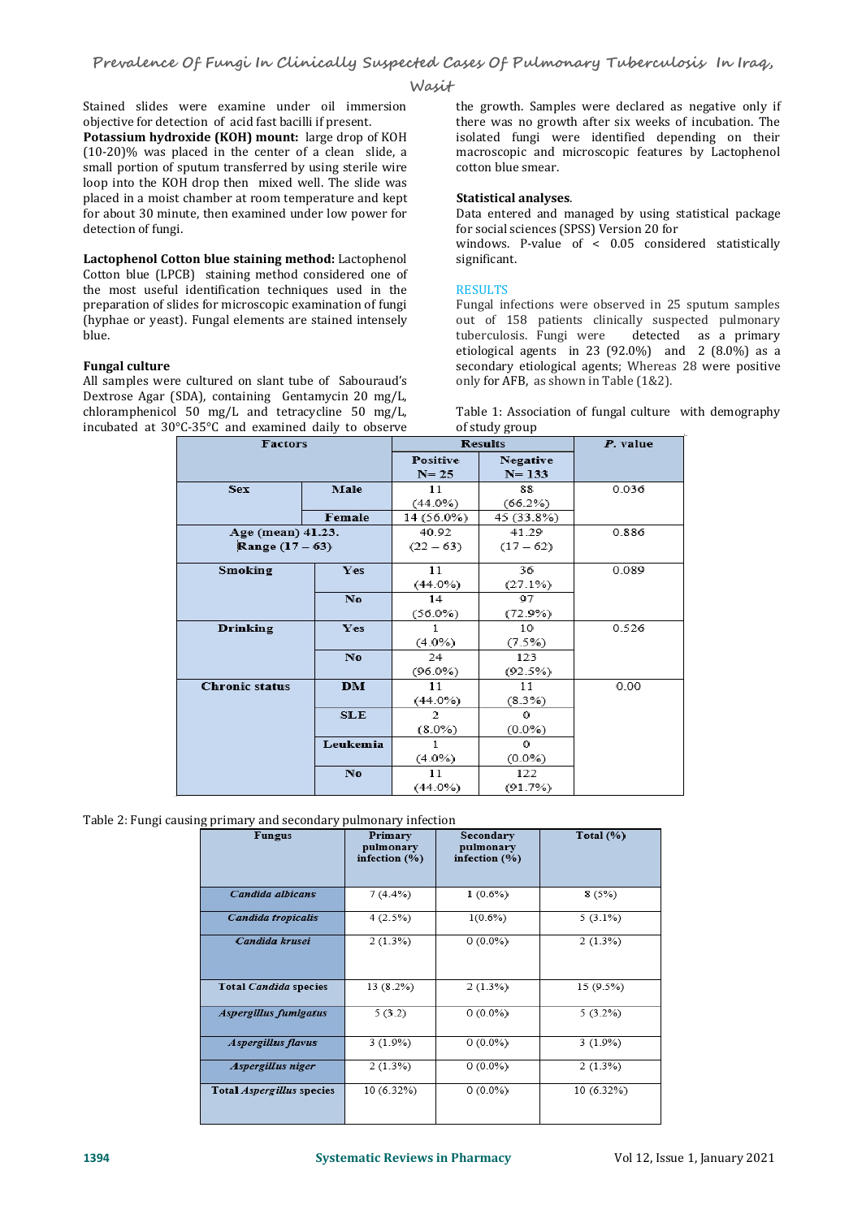Stained slides were examine under oil immersion objective for detection of acid fast bacilli if present.

**Potassium hydroxide (KOH) mount:** large drop of KOH (10-20)% was placed in the center of a clean slide, a small portion of sputum transferred by using sterile wire loop into the KOH drop then mixed well. The slide was placed in a moist chamber at room temperature and kept for about 30 minute, then examined under low power for detection of fungi.

**Lactophenol Cotton blue staining method:** Lactophenol Cotton blue (LPCB) staining method considered one of the most useful identification techniques used in the preparation of slides for microscopic examination of fungi (hyphae or yeast). Fungal elements are stained intensely blue.

**Fungal culture**

All samples were cultured on slant tube of Sabouraud's Dextrose Agar (SDA), containing Gentamycin 20 mg/L, chloramphenicol 50 mg/L and tetracycline 50 mg/L, incubated at 30°C-35°C and examined daily to observe the growth. Samples were declared as negative only if there was no growth after six weeks of incubation. The isolated fungi were identified depending on their macroscopic and microscopic features by Lactophenol cotton blue smear.

**Statistical analyses**.

Data entered and managed by using statistical package for social sciences (SPSS) Version 20 for windows. P-value of < 0.05 considered statistically significant.

## RESULTS

Fungal infections were observed in 25 sputum samples out of 158 patients clinically suspected pulmonary tuberculosis. Fungi were detected as a primary etiological agents in 23 (92.0%) and 2 (8.0%) as a secondary etiological agents; Whereas 28 were positive only for AFB, as shown in Table (1&2).

Table 1: Association of fungal culture with demography of study group

| Factors | | Results | | *P*. value |
|---|---|---|---|---|
| | | Positive N= 25 | Negative N= 133 | |
| Sex | Male | 11 (44.0%) | 88 (66.2%) | 0.036 |
| | Female | 14 (56.0%) | 45 (33.8%) | |
| Age (mean) 41.23. Range (17 – 63) | | 40.92 (22 – 63) | 41.29 (17 – 62) | 0.886 |
| Smoking | Yes | 11 (44.0%) | 36 (27.1%) | 0.089 |
| | No | 14 (56.0%) | 97 (72.9%) | |
| Drinking | Yes | 1 (4.0%) | 10 (7.5%) | 0.526 |
| | No | 24 (96.0%) | 123 (92.5%) | |
| Chronic status | DM | 11 (44.0%) | 11 (8.3%) | 0.00 |
| | SLE | 2 (8.0%) | 0 (0.0%) | |
| | Leukemia | 1 (4.0%) | 0 (0.0%) | |
| | No | 11 (44.0%) | 122 (91.7%) | |

Table 2: Fungi causing primary and secondary pulmonary infection

| Fungus | Primary pulmonary infection (%) | Secondary pulmonary infection (%) | Total (%) |
|---|---|---|---|
| *Candida albicans* | 7 (4.4%) | 1 (0.6%) | 8 (5%) |
| *Candida tropicalis* | 4 (2.5%) | 1(0.6%) | 5 (3.1%) |
| *Candida krusei* | 2 (1.3%) | 0 (0.0%) | 2 (1.3%) |
| Total *Candida* species | 13 (8.2%) | 2 (1.3%) | 15 (9.5%) |
| *Aspergillus fumigatus* | 5 (3.2) | 0 (0.0%) | 5 (3.2%) |
| *Aspergillus flavus* | 3 (1.9%) | 0 (0.0%) | 3 (1.9%) |
| *Aspergillus niger* | 2 (1.3%) | 0 (0.0%) | 2 (1.3%) |
| Total *Aspergillus* species | 10 (6.32%) | 0 (0.0%) | 10 (6.32%) |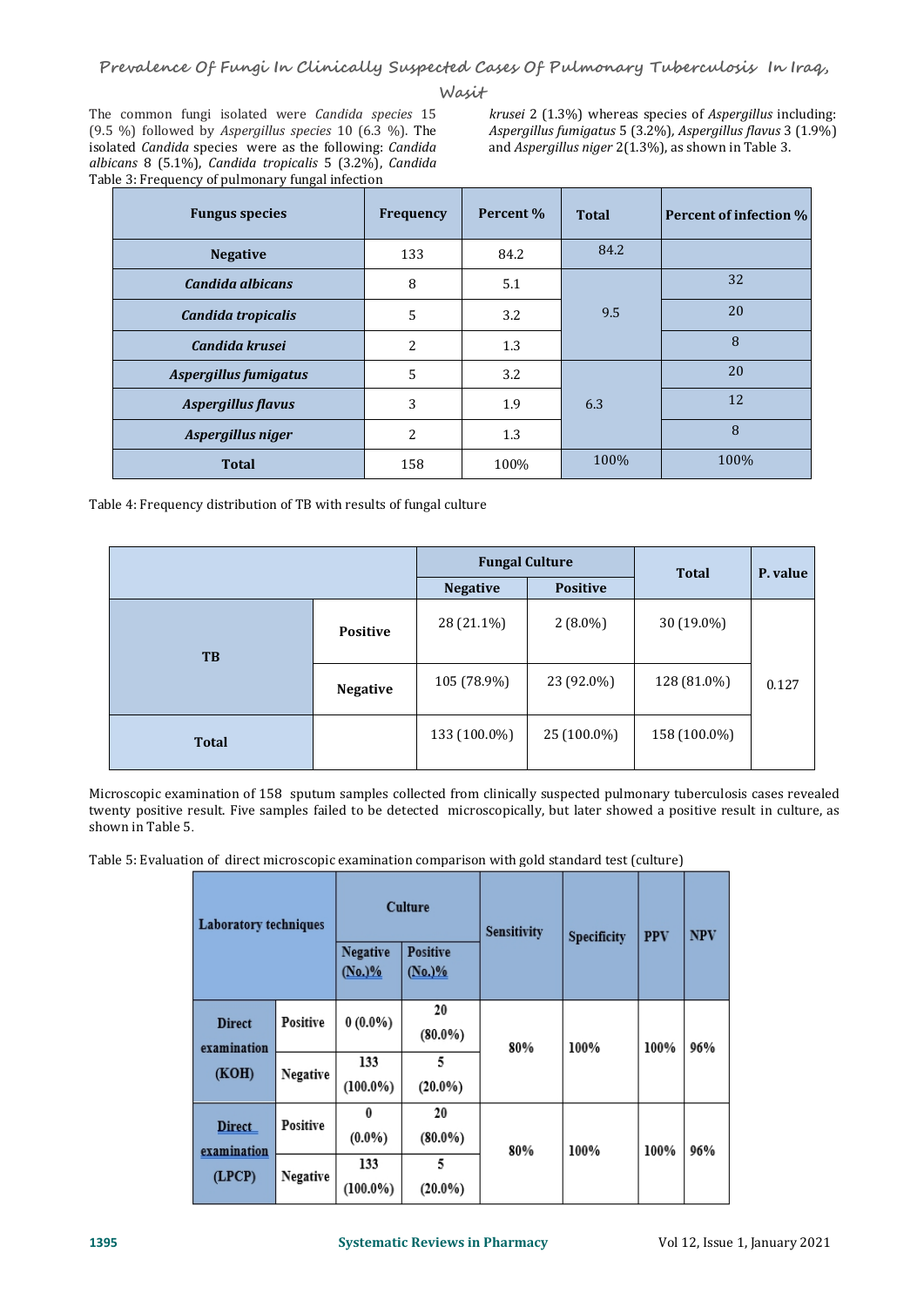The common fungi isolated were *Candida species* 15 (9.5 %) followed by *Aspergillus species* 10 (6.3 %). The isolated *Candida* species were as the following: *Candida albicans* 8 (5.1%), *Candida tropicalis* 5 (3.2%), *Candida krusei* 2 (1.3%) whereas species of *Aspergillus* including: *Aspergillus fumigatus* 5 (3.2%), *Aspergillus flavus* 3 (1.9%) and *Aspergillus niger* 2(1.3%), as shown in Table 3.

Table 3: Frequency of pulmonary fungal infection

| Fungus species | Frequency | Percent % | Total | Percent of infection % |
|---|---|---|---|---|
| **Negative** | 133 | 84.2 | 84.2 | |
| ***Candida albicans*** | 8 | 5.1 | 9.5 | 32 |
| ***Candida tropicalis*** | 5 | 3.2 | | 20 |
| ***Candida krusei*** | 2 | 1.3 | | 8 |
| ***Aspergillus fumigatus*** | 5 | 3.2 | 6.3 | 20 |
| ***Aspergillus flavus*** | 3 | 1.9 | | 12 |
| ***Aspergillus niger*** | 2 | 1.3 | | 8 |
| **Total** | 158 | 100% | 100% | 100% |

Table 4: Frequency distribution of TB with results of fungal culture

| | | Fungal Culture | | Total | P. value |
|---|---|---|---|---|---|
| | | **Negative** | **Positive** | | |
| **TB** | **Positive** | 28 (21.1%) | 2 (8.0%) | 30 (19.0%) | 0.127 |
| | **Negative** | 105 (78.9%) | 23 (92.0%) | 128 (81.0%) | |
| **Total** | | 133 (100.0%) | 25 (100.0%) | 158 (100.0%) | |

Microscopic examination of 158 sputum samples collected from clinically suspected pulmonary tuberculosis cases revealed twenty positive result. Five samples failed to be detected microscopically, but later showed a positive result in culture, as shown in Table 5.

Table 5: Evaluation of direct microscopic examination comparison with gold standard test (culture)

| Laboratory techniques | | Culture | | Sensitivity | Specificity | PPV | NPV |
|---|---|---|---|---|---|---|---|
| | | **Negative (No.)%** | **Positive (No.)%** | | | | |
| **Direct examination (KOH)** | **Positive** | 0 (0.0%) | 20 (80.0%) | 80% | 100% | 100% | 96% |
| | **Negative** | 133 (100.0%) | 5 (20.0%) | | | | |
| **Direct examination (LPCP)** | **Positive** | 0 (0.0%) | 20 (80.0%) | 80% | 100% | 100% | 96% |
| | **Negative** | 133 (100.0%) | 5 (20.0%) | | | | |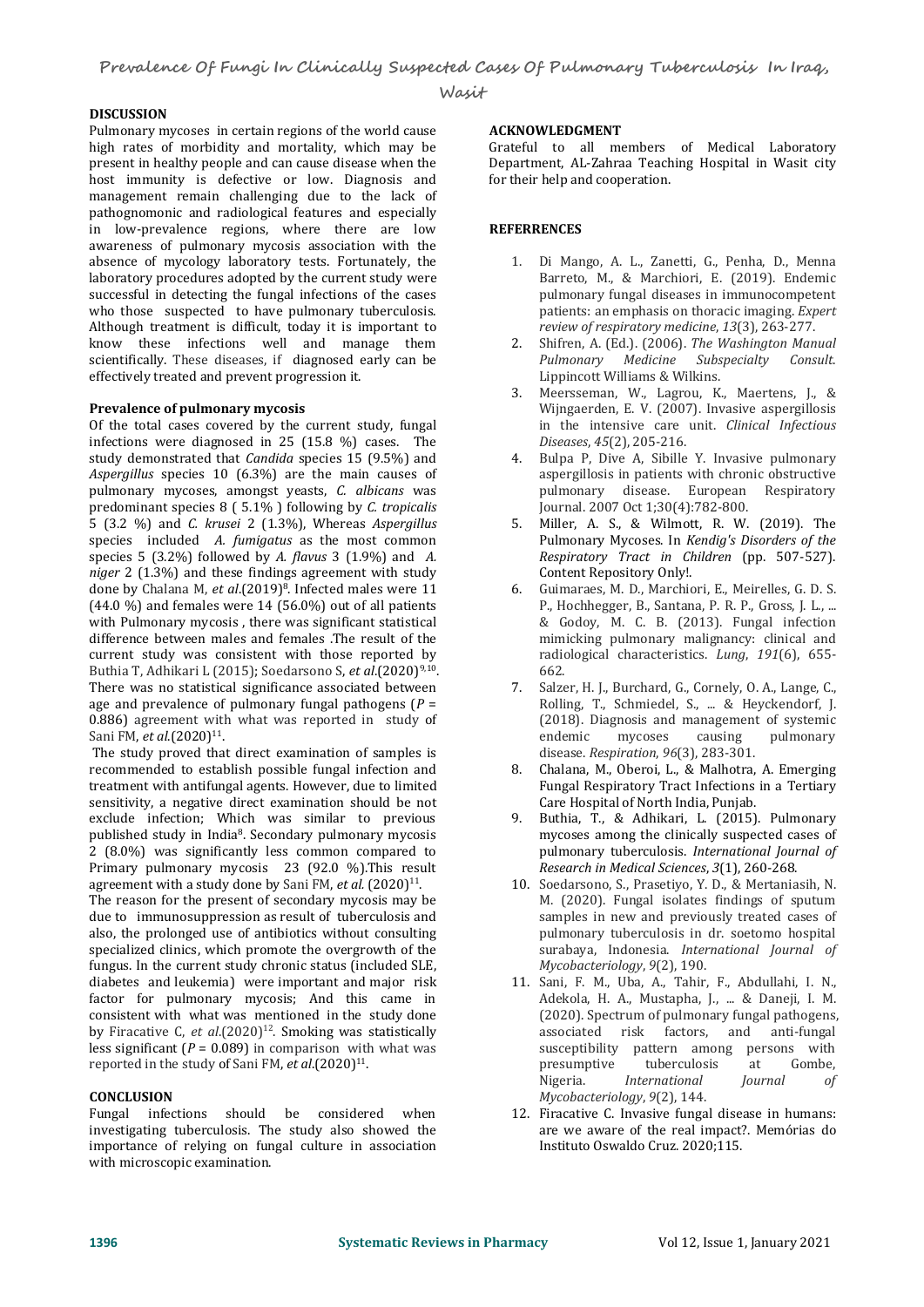## DISCUSSION

Pulmonary mycoses in certain regions of the world cause high rates of morbidity and mortality, which may be present in healthy people and can cause disease when the host immunity is defective or low. Diagnosis and management remain challenging due to the lack of pathognomonic and radiological features and especially in low-prevalence regions, where there are low awareness of pulmonary mycosis association with the absence of mycology laboratory tests. Fortunately, the laboratory procedures adopted by the current study were successful in detecting the fungal infections of the cases who those suspected to have pulmonary tuberculosis. Although treatment is difficult, today it is important to know these infections well and manage them scientifically. These diseases, if diagnosed early can be effectively treated and prevent progression it.

### Prevalence of pulmonary mycosis

Of the total cases covered by the current study, fungal infections were diagnosed in 25 (15.8 %) cases. The study demonstrated that *Candida* species 15 (9.5%) and *Aspergillus* species 10 (6.3%) are the main causes of pulmonary mycoses, amongst yeasts, *C. albicans* was predominant species 8 ( 5.1% ) following by *C. tropicalis* 5 (3.2 %) and *C. krusei* 2 (1.3%), Whereas *Aspergillus* species included *A. fumigatus* as the most common species 5 (3.2%) followed by *A. flavus* 3 (1.9%) and *A. niger* 2 (1.3%) and these findings agreement with study done by Chalana M, *et al*.(2019)[8]. Infected males were 11 (44.0 %) and females were 14 (56.0%) out of all patients with Pulmonary mycosis , there was significant statistical difference between males and females .The result of the current study was consistent with those reported by Buthia T, Adhikari L (2015); Soedarsono S, *et al*.(2020)[9,10]. There was no statistical significance associated between age and prevalence of pulmonary fungal pathogens ($P$ = 0.886) agreement with what was reported in study of Sani FM, *et al*.(2020)[11].

The study proved that direct examination of samples is recommended to establish possible fungal infection and treatment with antifungal agents. However, due to limited sensitivity, a negative direct examination should be not exclude infection; Which was similar to previous published study in India[8]. Secondary pulmonary mycosis 2 (8.0%) was significantly less common compared to Primary pulmonary mycosis 23 (92.0 %).This result agreement with a study done by Sani FM, *et al.* (2020)[11].

The reason for the present of secondary mycosis may be due to immunosuppression as result of tuberculosis and also, the prolonged use of antibiotics without consulting specialized clinics, which promote the overgrowth of the fungus. In the current study chronic status (included SLE, diabetes and leukemia) were important and major risk factor for pulmonary mycosis; And this came in consistent with what was mentioned in the study done by Firacative C, *et al*.(2020)[12]. Smoking was statistically less significant ($P$ = 0.089) in comparison with what was reported in the study of Sani FM, *et al*.(2020)[11].

## CONCLUSION

Fungal infections should be considered when investigating tuberculosis. The study also showed the importance of relying on fungal culture in association with microscopic examination.

## ACKNOWLEDGMENT

Grateful to all members of Medical Laboratory Department, AL-Zahraa Teaching Hospital in Wasit city for their help and cooperation.

## REFERRENCES

1. Di Mango, A. L., Zanetti, G., Penha, D., Menna Barreto, M., & Marchiori, E. (2019). Endemic pulmonary fungal diseases in immunocompetent patients: an emphasis on thoracic imaging. *Expert review of respiratory medicine*, *13*(3), 263-277.
2. Shifren, A. (Ed.). (2006). *The Washington Manual Pulmonary Medicine Subspecialty Consult*. Lippincott Williams & Wilkins.
3. Meersseman, W., Lagrou, K., Maertens, J., & Wijngaerden, E. V. (2007). Invasive aspergillosis in the intensive care unit. *Clinical Infectious Diseases*, *45*(2), 205-216.
4. Bulpa P, Dive A, Sibille Y. Invasive pulmonary aspergillosis in patients with chronic obstructive pulmonary disease. European Respiratory Journal. 2007 Oct 1;30(4):782-800.
5. Miller, A. S., & Wilmott, R. W. (2019). The Pulmonary Mycoses. In *Kendig's Disorders of the Respiratory Tract in Children* (pp. 507-527). Content Repository Only!.
6. Guimaraes, M. D., Marchiori, E., Meirelles, G. D. S. P., Hochhegger, B., Santana, P. R. P., Gross, J. L., ... & Godoy, M. C. B. (2013). Fungal infection mimicking pulmonary malignancy: clinical and radiological characteristics. *Lung*, *191*(6), 655-662.
7. Salzer, H. J., Burchard, G., Cornely, O. A., Lange, C., Rolling, T., Schmiedel, S., ... & Heyckendorf, J. (2018). Diagnosis and management of systemic endemic mycoses causing pulmonary disease. *Respiration*, *96*(3), 283-301.
8. Chalana, M., Oberoi, L., & Malhotra, A. Emerging Fungal Respiratory Tract Infections in a Tertiary Care Hospital of North India, Punjab.
9. Buthia, T., & Adhikari, L. (2015). Pulmonary mycoses among the clinically suspected cases of pulmonary tuberculosis. *International Journal of Research in Medical Sciences*, *3*(1), 260-268.
10. Soedarsono, S., Prasetiyo, Y. D., & Mertaniasih, N. M. (2020). Fungal isolates findings of sputum samples in new and previously treated cases of pulmonary tuberculosis in dr. soetomo hospital surabaya, Indonesia. *International Journal of Mycobacteriology*, *9*(2), 190.
11. Sani, F. M., Uba, A., Tahir, F., Abdullahi, I. N., Adekola, H. A., Mustapha, J., ... & Daneji, I. M. (2020). Spectrum of pulmonary fungal pathogens, associated risk factors, and anti-fungal susceptibility pattern among persons with presumptive tuberculosis at Gombe, Nigeria. *International Journal of Mycobacteriology*, *9*(2), 144.
12. Firacative C. Invasive fungal disease in humans: are we aware of the real impact?. Memórias do Instituto Oswaldo Cruz. 2020;115.